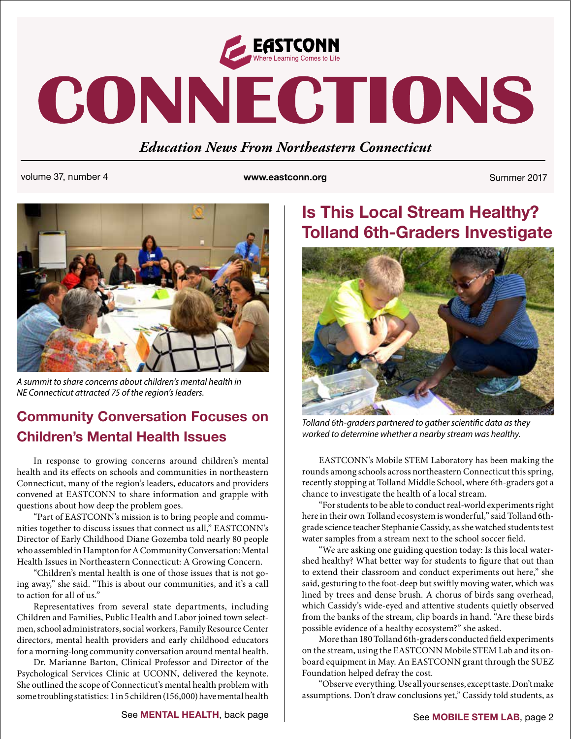EASTCONN
Where Learning Comes to Life

# CONNECTIONS

*Education News From Northeastern Connecticut*

volume 37, number 4 | www.eastconn.org | Summer 2017

*A summit to share concerns about children's mental health in NE Connecticut attracted 75 of the region's leaders.*

## Community Conversation Focuses on Children's Mental Health Issues

In response to growing concerns around children's mental health and its effects on schools and communities in northeastern Connecticut, many of the region's leaders, educators and providers convened at EASTCONN to share information and grapple with questions about how deep the problem goes.

"Part of EASTCONN's mission is to bring people and communities together to discuss issues that connect us all," EASTCONN's Director of Early Childhood Diane Gozemba told nearly 80 people who assembled in Hampton for A Community Conversation: Mental Health Issues in Northeastern Connecticut: A Growing Concern.

"Children's mental health is one of those issues that is not going away," she said. "This is about our communities, and it's a call to action for all of us."

Representatives from several state departments, including Children and Families, Public Health and Labor joined town selectmen, school administrators, social workers, Family Resource Center directors, mental health providers and early childhood educators for a morning-long community conversation around mental health.

Dr. Marianne Barton, Clinical Professor and Director of the Psychological Services Clinic at UCONN, delivered the keynote. She outlined the scope of Connecticut's mental health problem with some troubling statistics: 1 in 5 children (156,000) have mental health

See **MENTAL HEALTH**, back page

## Is This Local Stream Healthy? Tolland 6th-Graders Investigate

*Tolland 6th-graders partnered to gather scientific data as they worked to determine whether a nearby stream was healthy.*

EASTCONN's Mobile STEM Laboratory has been making the rounds among schools across northeastern Connecticut this spring, recently stopping at Tolland Middle School, where 6th-graders got a chance to investigate the health of a local stream.

"For students to be able to conduct real-world experiments right here in their own Tolland ecosystem is wonderful," said Tolland 6th-grade science teacher Stephanie Cassidy, as she watched students test water samples from a stream next to the school soccer field.

"We are asking one guiding question today: Is this local watershed healthy? What better way for students to figure that out than to extend their classroom and conduct experiments out here," she said, gesturing to the foot-deep but swiftly moving water, which was lined by trees and dense brush. A chorus of birds sang overhead, which Cassidy's wide-eyed and attentive students quietly observed from the banks of the stream, clip boards in hand. "Are these birds possible evidence of a healthy ecosystem?" she asked.

More than 180 Tolland 6th-graders conducted field experiments on the stream, using the EASTCONN Mobile STEM Lab and its onboard equipment in May. An EASTCONN grant through the SUEZ Foundation helped defray the cost.

"Observe everything. Use all your senses, except taste. Don't make assumptions. Don't draw conclusions yet," Cassidy told students, as

See **MOBILE STEM LAB**, page 2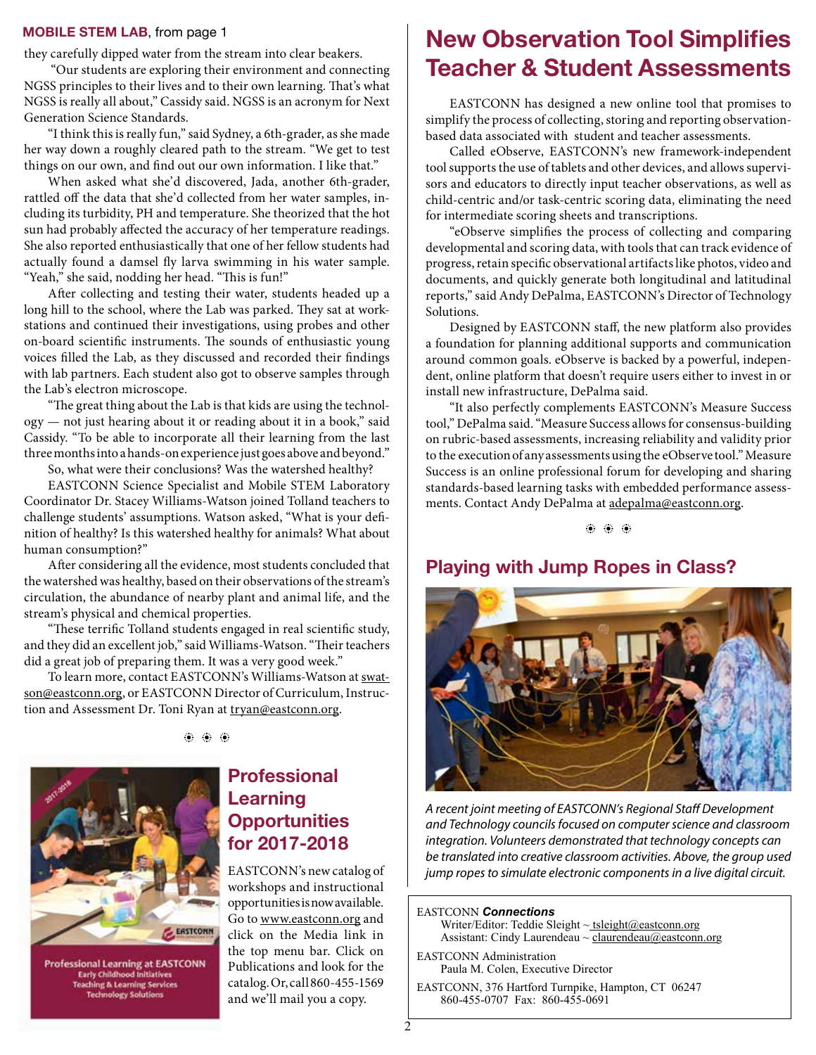**MOBILE STEM LAB**, from page 1

they carefully dipped water from the stream into clear beakers.

"Our students are exploring their environment and connecting NGSS principles to their lives and to their own learning. That's what NGSS is really all about," Cassidy said. NGSS is an acronym for Next Generation Science Standards.

"I think this is really fun," said Sydney, a 6th-grader, as she made her way down a roughly cleared path to the stream. "We get to test things on our own, and find out our own information. I like that."

When asked what she'd discovered, Jada, another 6th-grader, rattled off the data that she'd collected from her water samples, including its turbidity, PH and temperature. She theorized that the hot sun had probably affected the accuracy of her temperature readings. She also reported enthusiastically that one of her fellow students had actually found a damsel fly larva swimming in his water sample. "Yeah," she said, nodding her head. "This is fun!"

After collecting and testing their water, students headed up a long hill to the school, where the Lab was parked. They sat at workstations and continued their investigations, using probes and other on-board scientific instruments. The sounds of enthusiastic young voices filled the Lab, as they discussed and recorded their findings with lab partners. Each student also got to observe samples through the Lab's electron microscope.

"The great thing about the Lab is that kids are using the technology — not just hearing about it or reading about it in a book," said Cassidy. "To be able to incorporate all their learning from the last three months into a hands-on experience just goes above and beyond."

So, what were their conclusions? Was the watershed healthy?

EASTCONN Science Specialist and Mobile STEM Laboratory Coordinator Dr. Stacey Williams-Watson joined Tolland teachers to challenge students' assumptions. Watson asked, "What is your definition of healthy? Is this watershed healthy for animals? What about human consumption?"

After considering all the evidence, most students concluded that the watershed was healthy, based on their observations of the stream's circulation, the abundance of nearby plant and animal life, and the stream's physical and chemical properties.

"These terrific Tolland students engaged in real scientific study, and they did an excellent job," said Williams-Watson. "Their teachers did a great job of preparing them. It was a very good week."

To learn more, contact EASTCONN's Williams-Watson at swatson@eastconn.org, or EASTCONN Director of Curriculum, Instruction and Assessment Dr. Toni Ryan at tryan@eastconn.org.

## Professional Learning Opportunities for 2017-2018

EASTCONN's new catalog of workshops and instructional opportunities is now available. Go to www.eastconn.org and click on the Media link in the top menu bar. Click on Publications and look for the catalog. Or, call 860-455-1569 and we'll mail you a copy.

# New Observation Tool Simplifies Teacher & Student Assessments

EASTCONN has designed a new online tool that promises to simplify the process of collecting, storing and reporting observation-based data associated with student and teacher assessments.

Called eObserve, EASTCONN's new framework-independent tool supports the use of tablets and other devices, and allows supervisors and educators to directly input teacher observations, as well as child-centric and/or task-centric scoring data, eliminating the need for intermediate scoring sheets and transcriptions.

"eObserve simplifies the process of collecting and comparing developmental and scoring data, with tools that can track evidence of progress, retain specific observational artifacts like photos, video and documents, and quickly generate both longitudinal and latitudinal reports," said Andy DePalma, EASTCONN's Director of Technology Solutions.

Designed by EASTCONN staff, the new platform also provides a foundation for planning additional supports and communication around common goals. eObserve is backed by a powerful, independent, online platform that doesn't require users either to invest in or install new infrastructure, DePalma said.

"It also perfectly complements EASTCONN's Measure Success tool," DePalma said. "Measure Success allows for consensus-building on rubric-based assessments, increasing reliability and validity prior to the execution of any assessments using the eObserve tool." Measure Success is an online professional forum for developing and sharing standards-based learning tasks with embedded performance assessments. Contact Andy DePalma at adepalma@eastconn.org.

## Playing with Jump Ropes in Class?

*A recent joint meeting of EASTCONN's Regional Staff Development and Technology councils focused on computer science and classroom integration. Volunteers demonstrated that technology concepts can be translated into creative classroom activities. Above, the group used jump ropes to simulate electronic components in a live digital circuit.*

EASTCONN ***Connections***
Writer/Editor: Teddie Sleight ~ tsleight@eastconn.org
Assistant: Cindy Laurendeau ~ claurendeau@eastconn.org

EASTCONN Administration
Paula M. Colen, Executive Director

EASTCONN, 376 Hartford Turnpike, Hampton, CT 06247
860-455-0707 Fax: 860-455-0691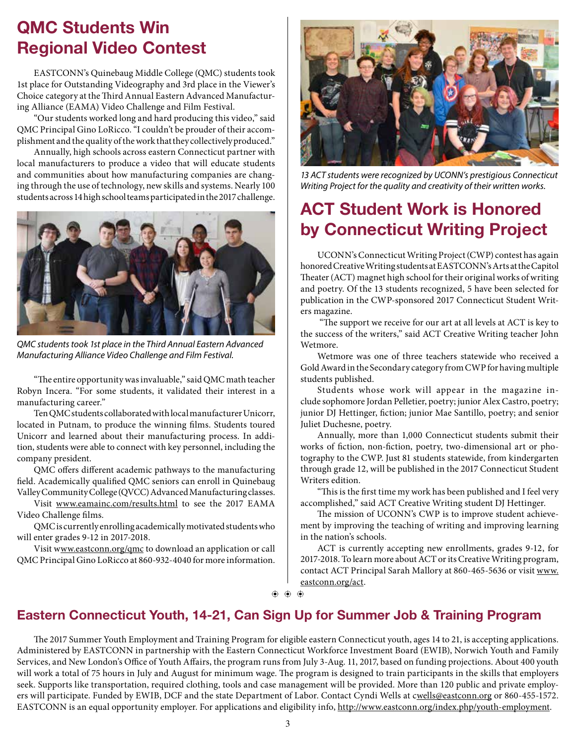## QMC Students Win Regional Video Contest

EASTCONN's Quinebaug Middle College (QMC) students took 1st place for Outstanding Videography and 3rd place in the Viewer's Choice category at the Third Annual Eastern Advanced Manufacturing Alliance (EAMA) Video Challenge and Film Festival.

"Our students worked long and hard producing this video," said QMC Principal Gino LoRicco. "I couldn't be prouder of their accomplishment and the quality of the work that they collectively produced."

Annually, high schools across eastern Connecticut partner with local manufacturers to produce a video that will educate students and communities about how manufacturing companies are changing through the use of technology, new skills and systems. Nearly 100 students across 14 high school teams participated in the 2017 challenge.

*QMC students took 1st place in the Third Annual Eastern Advanced Manufacturing Alliance Video Challenge and Film Festival.*

"The entire opportunity was invaluable," said QMC math teacher Robyn Incera. "For some students, it validated their interest in a manufacturing career."

Ten QMC students collaborated with local manufacturer Unicorr, located in Putnam, to produce the winning films. Students toured Unicorr and learned about their manufacturing process. In addition, students were able to connect with key personnel, including the company president.

QMC offers different academic pathways to the manufacturing field. Academically qualified QMC seniors can enroll in Quinebaug Valley Community College (QVCC) Advanced Manufacturing classes.

Visit www.eamainc.com/results.html to see the 2017 EAMA Video Challenge films.

QMC is currently enrolling academically motivated students who will enter grades 9-12 in 2017-2018.

Visit www.eastconn.org/qmc to download an application or call QMC Principal Gino LoRicco at 860-932-4040 for more information.

*13 ACT students were recognized by UCONN's prestigious Connecticut Writing Project for the quality and creativity of their written works.*

## ACT Student Work is Honored by Connecticut Writing Project

UCONN's Connecticut Writing Project (CWP) contest has again honored Creative Writing students at EASTCONN's Arts at the Capitol Theater (ACT) magnet high school for their original works of writing and poetry. Of the 13 students recognized, 5 have been selected for publication in the CWP-sponsored 2017 Connecticut Student Writers magazine.

"The support we receive for our art at all levels at ACT is key to the success of the writers," said ACT Creative Writing teacher John Wetmore.

Wetmore was one of three teachers statewide who received a Gold Award in the Secondary category from CWP for having multiple students published.

Students whose work will appear in the magazine include sophomore Jordan Pelletier, poetry; junior Alex Castro, poetry; junior DJ Hettinger, fiction; junior Mae Santillo, poetry; and senior Juliet Duchesne, poetry.

Annually, more than 1,000 Connecticut students submit their works of fiction, non-fiction, poetry, two-dimensional art or photography to the CWP. Just 81 students statewide, from kindergarten through grade 12, will be published in the 2017 Connecticut Student Writers edition.

"This is the first time my work has been published and I feel very accomplished," said ACT Creative Writing student DJ Hettinger.

The mission of UCONN's CWP is to improve student achievement by improving the teaching of writing and improving learning in the nation's schools.

ACT is currently accepting new enrollments, grades 9-12, for 2017-2018. To learn more about ACT or its Creative Writing program, contact ACT Principal Sarah Mallory at 860-465-5636 or visit www.eastconn.org/act.

## Eastern Connecticut Youth, 14-21, Can Sign Up for Summer Job & Training Program

The 2017 Summer Youth Employment and Training Program for eligible eastern Connecticut youth, ages 14 to 21, is accepting applications. Administered by EASTCONN in partnership with the Eastern Connecticut Workforce Investment Board (EWIB), Norwich Youth and Family Services, and New London's Office of Youth Affairs, the program runs from July 3-Aug. 11, 2017, based on funding projections. About 400 youth will work a total of 75 hours in July and August for minimum wage. The program is designed to train participants in the skills that employers seek. Supports like transportation, required clothing, tools and case management will be provided. More than 120 public and private employers will participate. Funded by EWIB, DCF and the state Department of Labor. Contact Cyndi Wells at cwells@eastconn.org or 860-455-1572. EASTCONN is an equal opportunity employer. For applications and eligibility info, http://www.eastconn.org/index.php/youth-employment.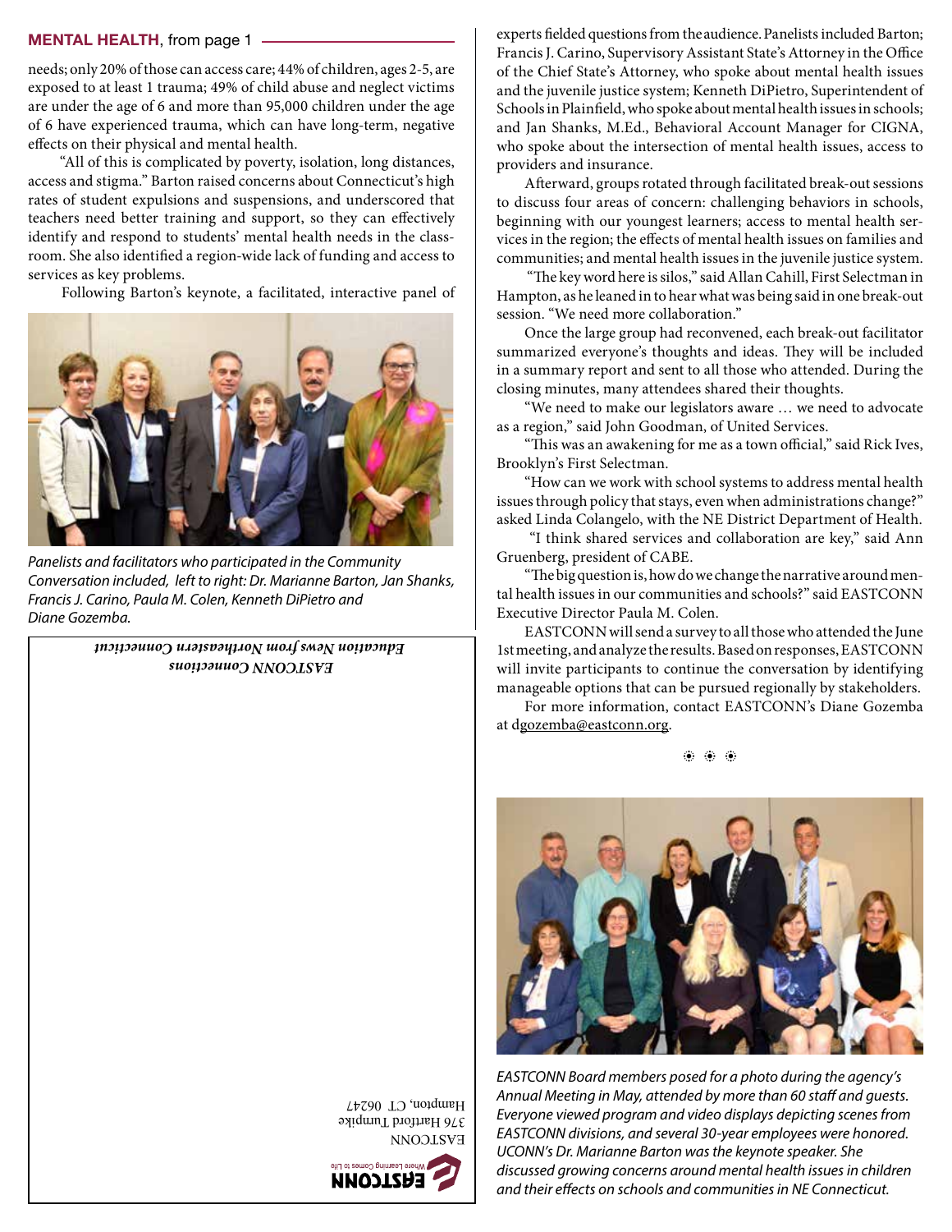**MENTAL HEALTH**, from page 1

needs; only 20% of those can access care; 44% of children, ages 2-5, are exposed to at least 1 trauma; 49% of child abuse and neglect victims are under the age of 6 and more than 95,000 children under the age of 6 have experienced trauma, which can have long-term, negative effects on their physical and mental health.

"All of this is complicated by poverty, isolation, long distances, access and stigma." Barton raised concerns about Connecticut's high rates of student expulsions and suspensions, and underscored that teachers need better training and support, so they can effectively identify and respond to students' mental health needs in the classroom. She also identified a region-wide lack of funding and access to services as key problems.

Following Barton's keynote, a facilitated, interactive panel of experts fielded questions from the audience. Panelists included Barton; Francis J. Carino, Supervisory Assistant State's Attorney in the Office of the Chief State's Attorney, who spoke about mental health issues and the juvenile justice system; Kenneth DiPietro, Superintendent of Schools in Plainfield, who spoke about mental health issues in schools; and Jan Shanks, M.Ed., Behavioral Account Manager for CIGNA, who spoke about the intersection of mental health issues, access to providers and insurance.

*Panelists and facilitators who participated in the Community Conversation included, left to right: Dr. Marianne Barton, Jan Shanks, Francis J. Carino, Paula M. Colen, Kenneth DiPietro and Diane Gozemba.*

Afterward, groups rotated through facilitated break-out sessions to discuss four areas of concern: challenging behaviors in schools, beginning with our youngest learners; access to mental health services in the region; the effects of mental health issues on families and communities; and mental health issues in the juvenile justice system.

"The key word here is silos," said Allan Cahill, First Selectman in Hampton, as he leaned in to hear what was being said in one break-out session. "We need more collaboration."

Once the large group had reconvened, each break-out facilitator summarized everyone's thoughts and ideas. They will be included in a summary report and sent to all those who attended. During the closing minutes, many attendees shared their thoughts.

"We need to make our legislators aware … we need to advocate as a region," said John Goodman, of United Services.

"This was an awakening for me as a town official," said Rick Ives, Brooklyn's First Selectman.

"How can we work with school systems to address mental health issues through policy that stays, even when administrations change?" asked Linda Colangelo, with the NE District Department of Health.

"I think shared services and collaboration are key," said Ann Gruenberg, president of CABE.

"The big question is, how do we change the narrative around mental health issues in our communities and schools?" said EASTCONN Executive Director Paula M. Colen.

EASTCONN will send a survey to all those who attended the June 1st meeting, and analyze the results. Based on responses, EASTCONN will invite participants to continue the conversation by identifying manageable options that can be pursued regionally by stakeholders.

For more information, contact EASTCONN's Diane Gozemba at dgozemba@eastconn.org.

*EASTCONN Board members posed for a photo during the agency's Annual Meeting in May, attended by more than 60 staff and guests. Everyone viewed program and video displays depicting scenes from EASTCONN divisions, and several 30-year employees were honored. UCONN's Dr. Marianne Barton was the keynote speaker. She discussed growing concerns around mental health issues in children and their effects on schools and communities in NE Connecticut.*

*EASTCONN Connections*
*Education News from Northeastern Connecticut*

EASTCONN
Where Learning Comes to Life

EASTCONN
376 Hartford Turnpike
Hampton, CT 06247